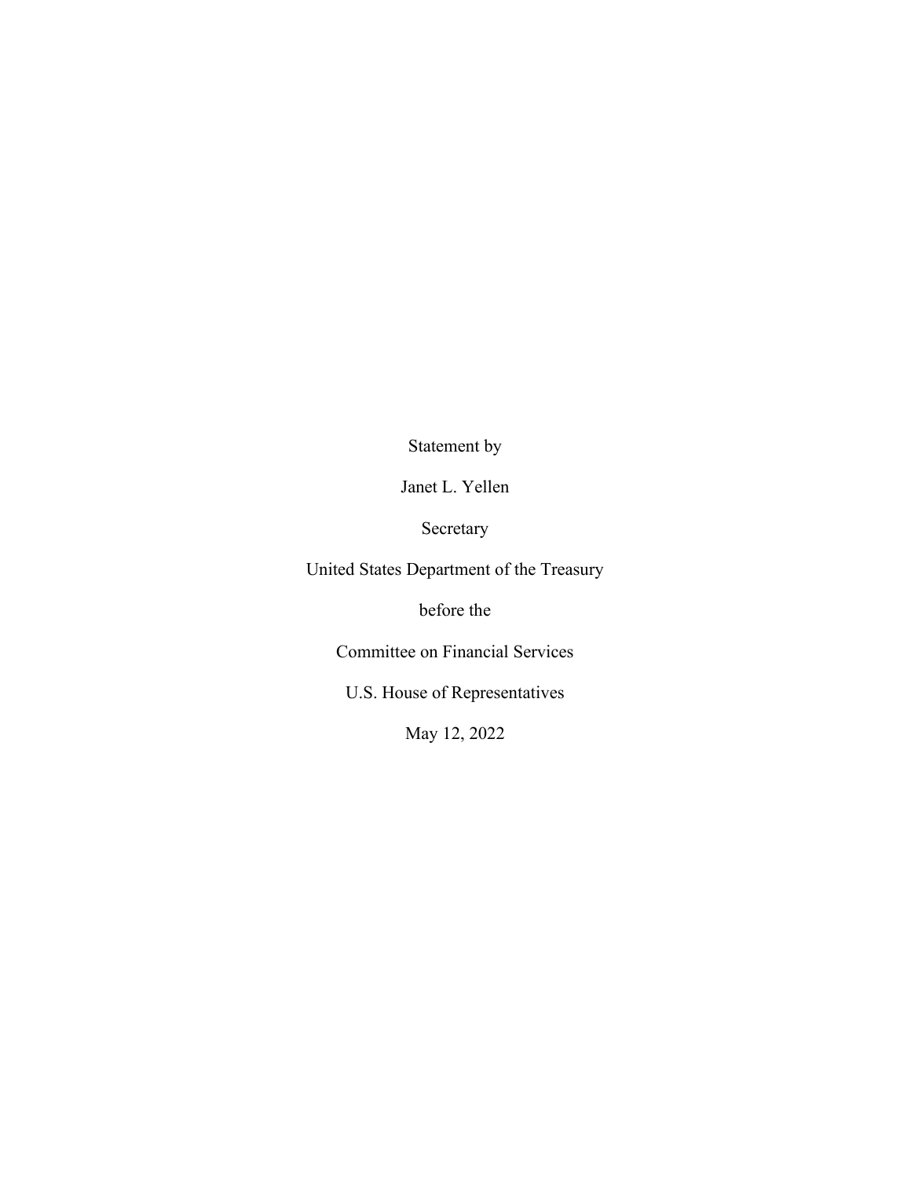Statement by

Janet L. Yellen

Secretary

United States Department of the Treasury

before the

Committee on Financial Services

U.S. House of Representatives

May 12, 2022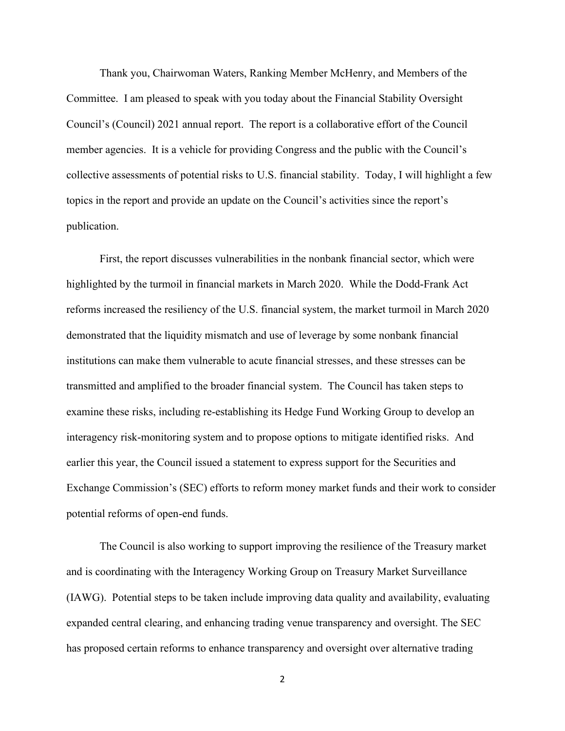Thank you, Chairwoman Waters, Ranking Member McHenry, and Members of the Committee. I am pleased to speak with you today about the Financial Stability Oversight Council's (Council) 2021 annual report. The report is a collaborative effort of the Council member agencies. It is a vehicle for providing Congress and the public with the Council's collective assessments of potential risks to U.S. financial stability. Today, I will highlight a few topics in the report and provide an update on the Council's activities since the report's publication.

First, the report discusses vulnerabilities in the nonbank financial sector, which were highlighted by the turmoil in financial markets in March 2020. While the Dodd-Frank Act reforms increased the resiliency of the U.S. financial system, the market turmoil in March 2020 demonstrated that the liquidity mismatch and use of leverage by some nonbank financial institutions can make them vulnerable to acute financial stresses, and these stresses can be transmitted and amplified to the broader financial system. The Council has taken steps to examine these risks, including re-establishing its Hedge Fund Working Group to develop an interagency risk-monitoring system and to propose options to mitigate identified risks. And earlier this year, the Council issued a statement to express support for the Securities and Exchange Commission's (SEC) efforts to reform money market funds and their work to consider potential reforms of open-end funds.

The Council is also working to support improving the resilience of the Treasury market and is coordinating with the Interagency Working Group on Treasury Market Surveillance (IAWG). Potential steps to be taken include improving data quality and availability, evaluating expanded central clearing, and enhancing trading venue transparency and oversight. The SEC has proposed certain reforms to enhance transparency and oversight over alternative trading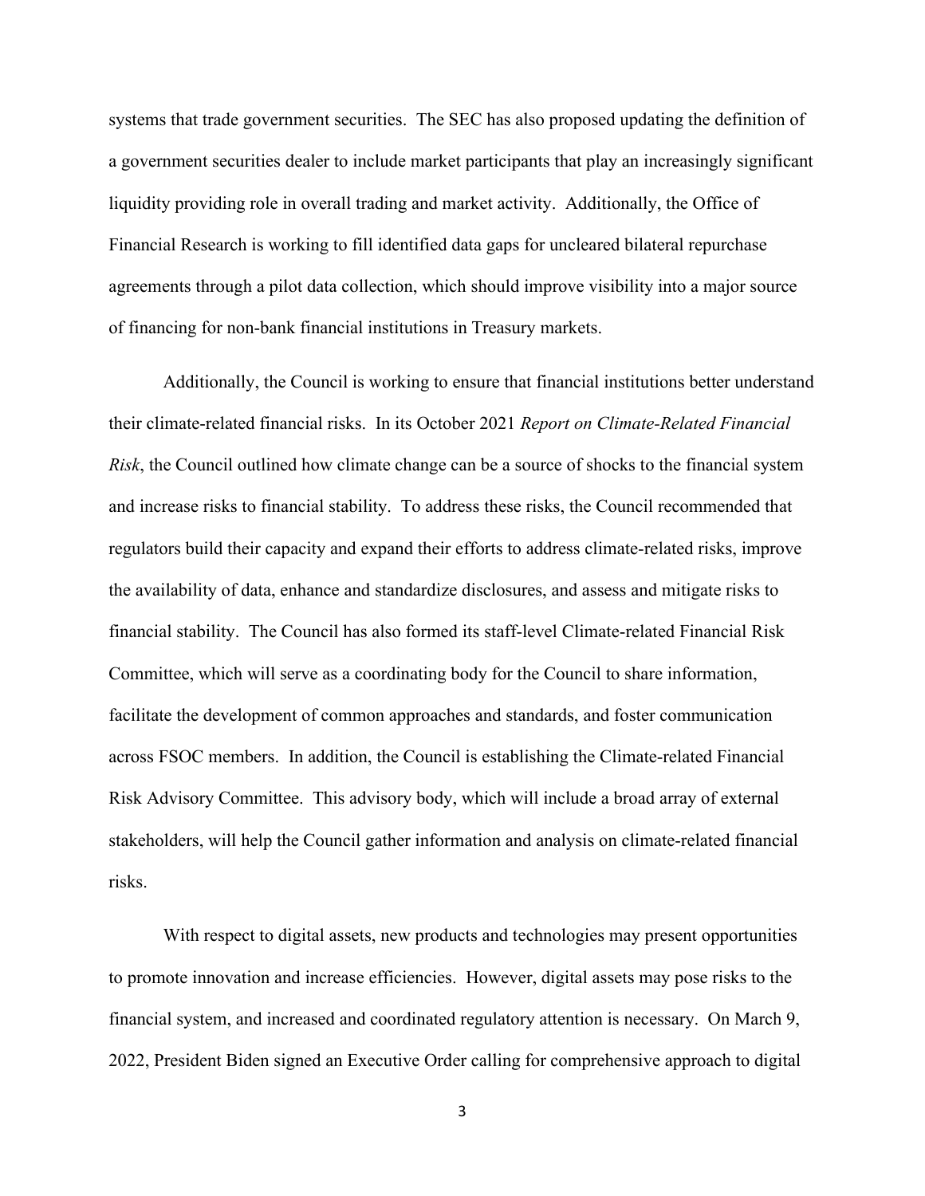systems that trade government securities. The SEC has also proposed updating the definition of a government securities dealer to include market participants that play an increasingly significant liquidity providing role in overall trading and market activity. Additionally, the Office of Financial Research is working to fill identified data gaps for uncleared bilateral repurchase agreements through a pilot data collection, which should improve visibility into a major source of financing for non-bank financial institutions in Treasury markets.

Additionally, the Council is working to ensure that financial institutions better understand their climate-related financial risks. In its October 2021 *Report on Climate-Related Financial Risk*, the Council outlined how climate change can be a source of shocks to the financial system and increase risks to financial stability. To address these risks, the Council recommended that regulators build their capacity and expand their efforts to address climate-related risks, improve the availability of data, enhance and standardize disclosures, and assess and mitigate risks to financial stability. The Council has also formed its staff-level Climate-related Financial Risk Committee, which will serve as a coordinating body for the Council to share information, facilitate the development of common approaches and standards, and foster communication across FSOC members. In addition, the Council is establishing the Climate-related Financial Risk Advisory Committee. This advisory body, which will include a broad array of external stakeholders, will help the Council gather information and analysis on climate-related financial risks.

With respect to digital assets, new products and technologies may present opportunities to promote innovation and increase efficiencies. However, digital assets may pose risks to the financial system, and increased and coordinated regulatory attention is necessary. On March 9, 2022, President Biden signed an Executive Order calling for comprehensive approach to digital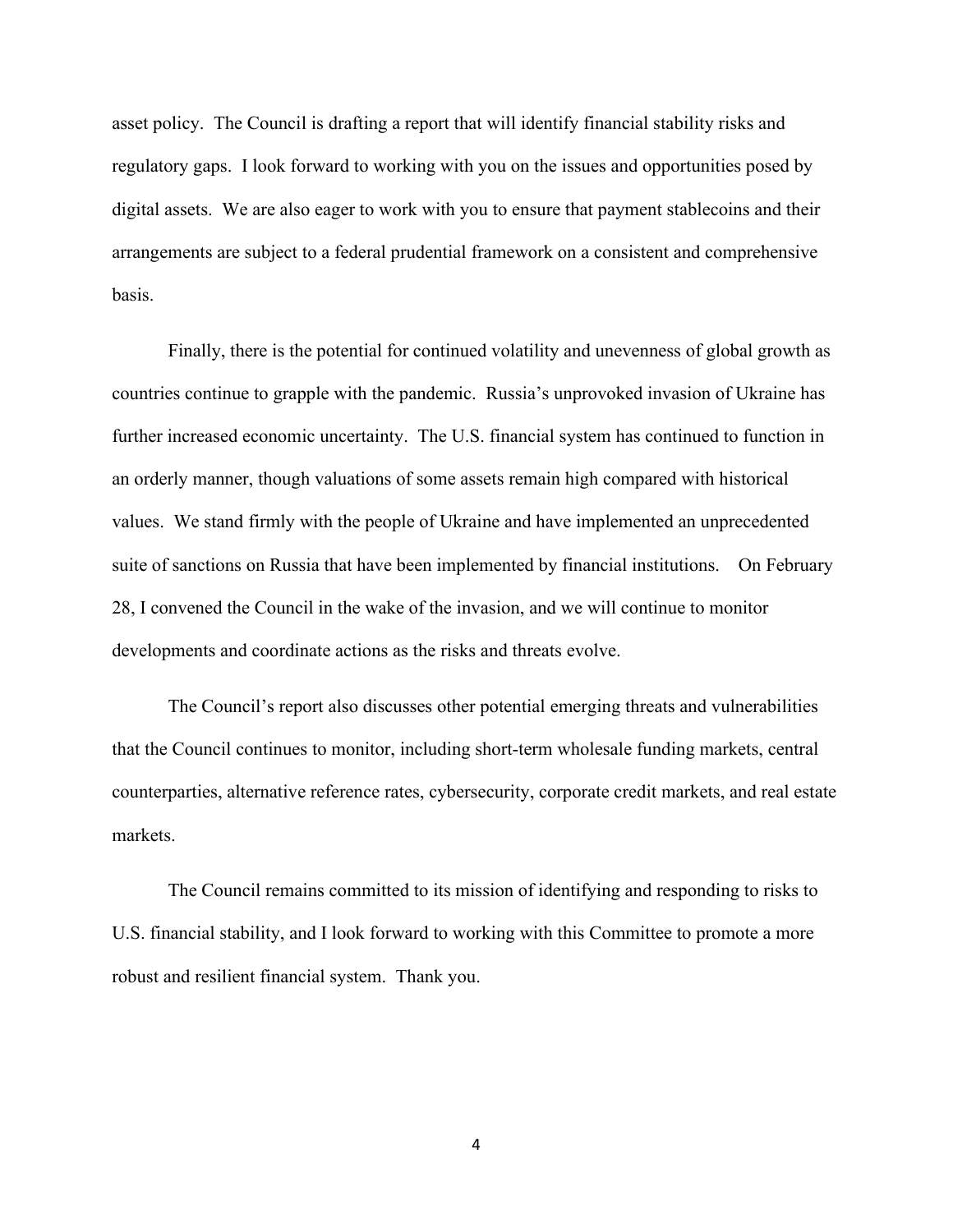asset policy. The Council is drafting a report that will identify financial stability risks and regulatory gaps. I look forward to working with you on the issues and opportunities posed by digital assets. We are also eager to work with you to ensure that payment stablecoins and their arrangements are subject to a federal prudential framework on a consistent and comprehensive basis.

Finally, there is the potential for continued volatility and unevenness of global growth as countries continue to grapple with the pandemic. Russia's unprovoked invasion of Ukraine has further increased economic uncertainty. The U.S. financial system has continued to function in an orderly manner, though valuations of some assets remain high compared with historical values. We stand firmly with the people of Ukraine and have implemented an unprecedented suite of sanctions on Russia that have been implemented by financial institutions. On February 28, I convened the Council in the wake of the invasion, and we will continue to monitor developments and coordinate actions as the risks and threats evolve.

The Council's report also discusses other potential emerging threats and vulnerabilities that the Council continues to monitor, including short-term wholesale funding markets, central counterparties, alternative reference rates, cybersecurity, corporate credit markets, and real estate markets.

The Council remains committed to its mission of identifying and responding to risks to U.S. financial stability, and I look forward to working with this Committee to promote a more robust and resilient financial system. Thank you.